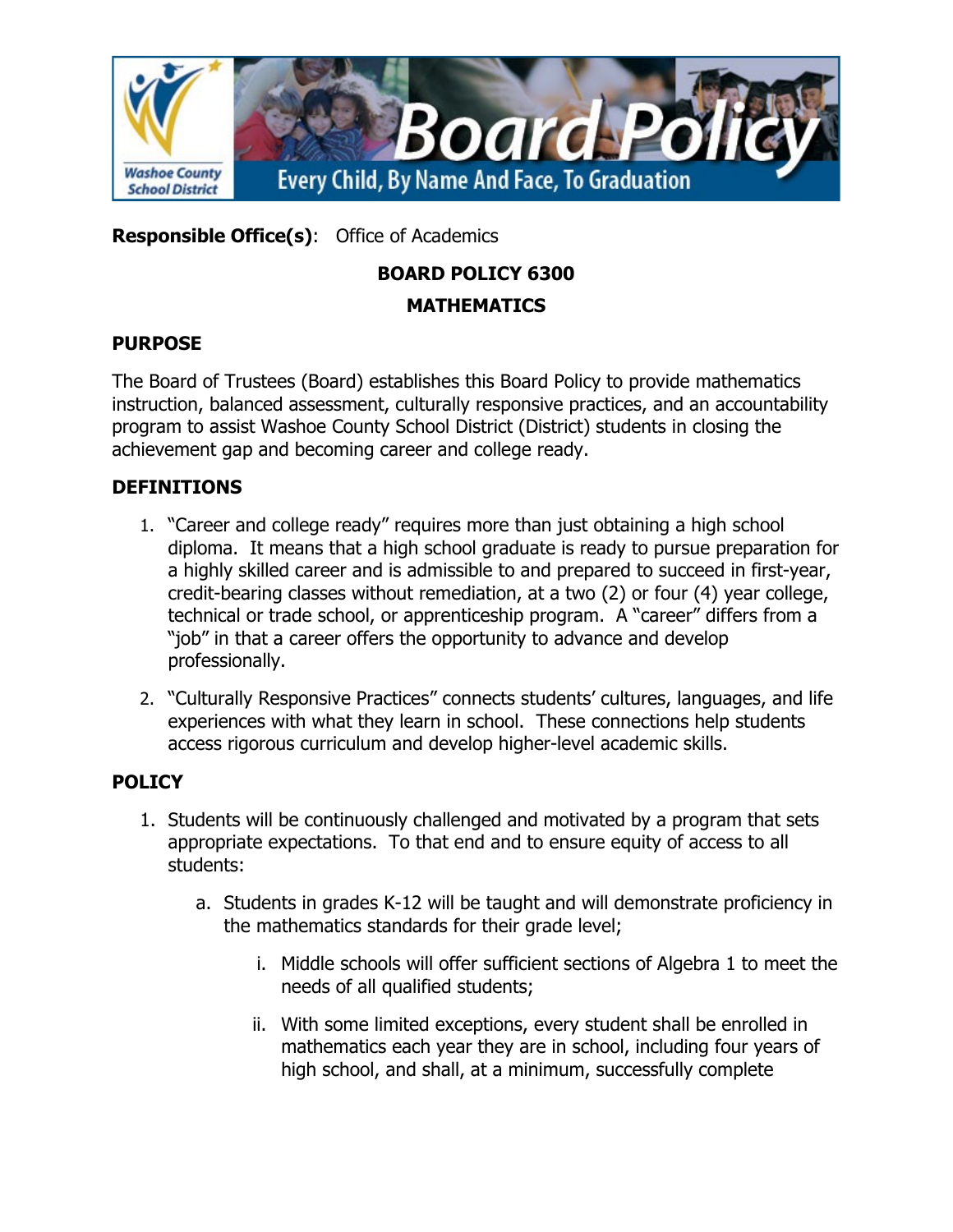**Responsible Office(s)**: Office of Academics

# BOARD POLICY 6300

## MATHEMATICS

## PURPOSE

The Board of Trustees (Board) establishes this Board Policy to provide mathematics instruction, balanced assessment, culturally responsive practices, and an accountability program to assist Washoe County School District (District) students in closing the achievement gap and becoming career and college ready.

## DEFINITIONS

1. "Career and college ready" requires more than just obtaining a high school diploma. It means that a high school graduate is ready to pursue preparation for a highly skilled career and is admissible to and prepared to succeed in first-year, credit-bearing classes without remediation, at a two (2) or four (4) year college, technical or trade school, or apprenticeship program. A "career" differs from a "job" in that a career offers the opportunity to advance and develop professionally.

2. "Culturally Responsive Practices" connects students' cultures, languages, and life experiences with what they learn in school. These connections help students access rigorous curriculum and develop higher-level academic skills.

## POLICY

1. Students will be continuously challenged and motivated by a program that sets appropriate expectations. To that end and to ensure equity of access to all students:

   a. Students in grades K-12 will be taught and will demonstrate proficiency in the mathematics standards for their grade level;

      i. Middle schools will offer sufficient sections of Algebra 1 to meet the needs of all qualified students;

      ii. With some limited exceptions, every student shall be enrolled in mathematics each year they are in school, including four years of high school, and shall, at a minimum, successfully complete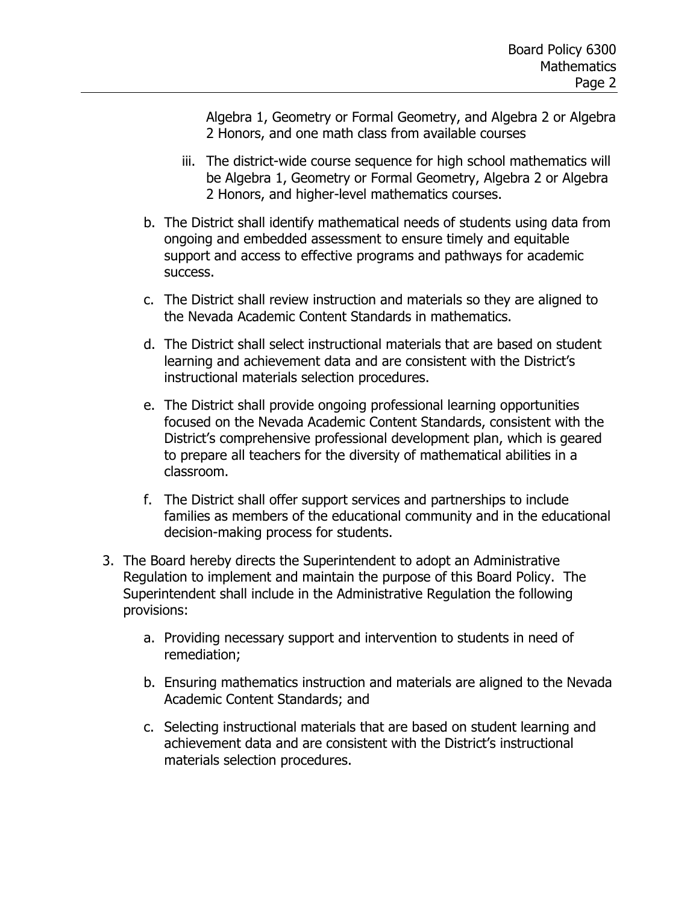Algebra 1, Geometry or Formal Geometry, and Algebra 2 or Algebra 2 Honors, and one math class from available courses

iii. The district-wide course sequence for high school mathematics will be Algebra 1, Geometry or Formal Geometry, Algebra 2 or Algebra 2 Honors, and higher-level mathematics courses.

b. The District shall identify mathematical needs of students using data from ongoing and embedded assessment to ensure timely and equitable support and access to effective programs and pathways for academic success.

c. The District shall review instruction and materials so they are aligned to the Nevada Academic Content Standards in mathematics.

d. The District shall select instructional materials that are based on student learning and achievement data and are consistent with the District's instructional materials selection procedures.

e. The District shall provide ongoing professional learning opportunities focused on the Nevada Academic Content Standards, consistent with the District's comprehensive professional development plan, which is geared to prepare all teachers for the diversity of mathematical abilities in a classroom.

f. The District shall offer support services and partnerships to include families as members of the educational community and in the educational decision-making process for students.

3. The Board hereby directs the Superintendent to adopt an Administrative Regulation to implement and maintain the purpose of this Board Policy. The Superintendent shall include in the Administrative Regulation the following provisions:

    a. Providing necessary support and intervention to students in need of remediation;

    b. Ensuring mathematics instruction and materials are aligned to the Nevada Academic Content Standards; and

    c. Selecting instructional materials that are based on student learning and achievement data and are consistent with the District's instructional materials selection procedures.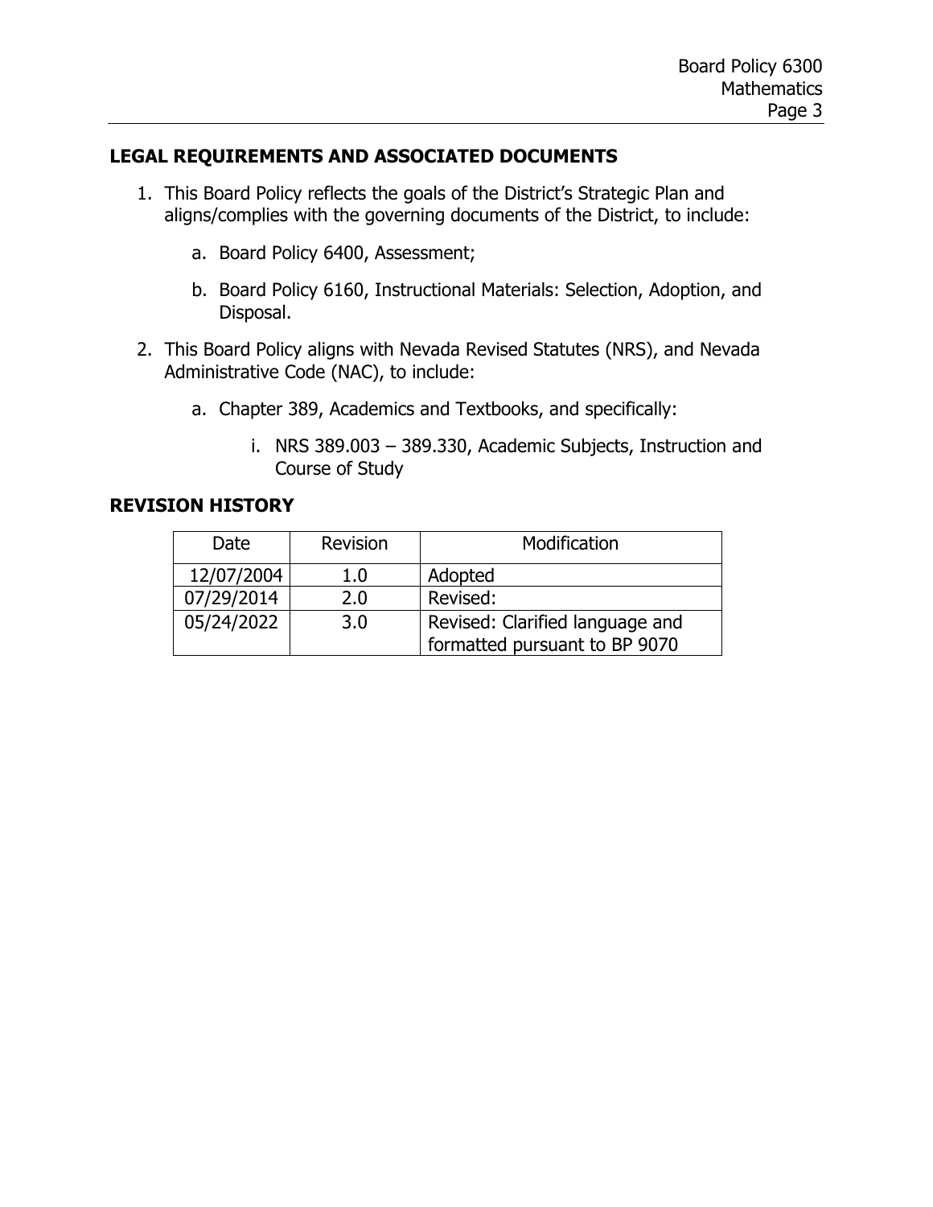## LEGAL REQUIREMENTS AND ASSOCIATED DOCUMENTS

1. This Board Policy reflects the goals of the District's Strategic Plan and aligns/complies with the governing documents of the District, to include:

    a. Board Policy 6400, Assessment;

    b. Board Policy 6160, Instructional Materials: Selection, Adoption, and Disposal.

2. This Board Policy aligns with Nevada Revised Statutes (NRS), and Nevada Administrative Code (NAC), to include:

    a. Chapter 389, Academics and Textbooks, and specifically:

        i. NRS 389.003 – 389.330, Academic Subjects, Instruction and Course of Study

## REVISION HISTORY

| Date | Revision | Modification |
|---|---|---|
| 12/07/2004 | 1.0 | Adopted |
| 07/29/2014 | 2.0 | Revised: |
| 05/24/2022 | 3.0 | Revised: Clarified language and formatted pursuant to BP 9070 |